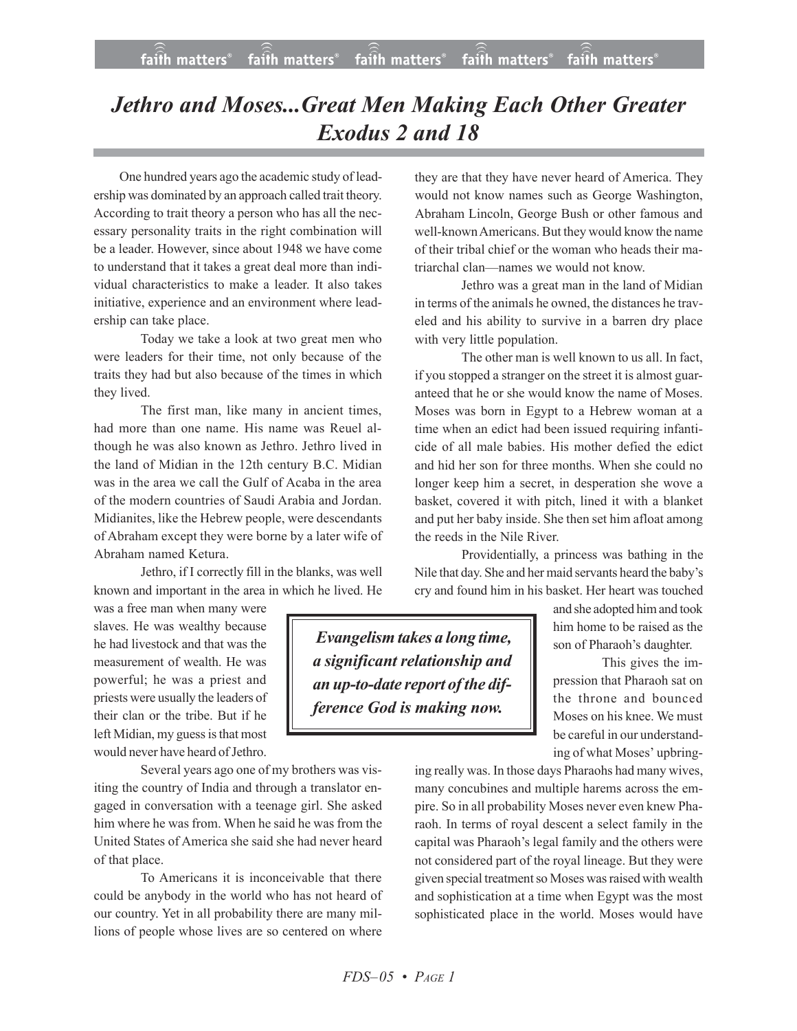# *Jethro and Moses...Great Men Making Each Other Greater Exodus 2 and 18*

One hundred years ago the academic study of leadership was dominated by an approach called trait theory. According to trait theory a person who has all the necessary personality traits in the right combination will be a leader. However, since about 1948 we have come to understand that it takes a great deal more than individual characteristics to make a leader. It also takes initiative, experience and an environment where leadership can take place.

Today we take a look at two great men who were leaders for their time, not only because of the traits they had but also because of the times in which they lived.

The first man, like many in ancient times, had more than one name. His name was Reuel although he was also known as Jethro. Jethro lived in the land of Midian in the 12th century B.C. Midian was in the area we call the Gulf of Acaba in the area of the modern countries of Saudi Arabia and Jordan. Midianites, like the Hebrew people, were descendants of Abraham except they were borne by a later wife of Abraham named Ketura.

Jethro, if I correctly fill in the blanks, was well known and important in the area in which he lived. He was a free man when many were slaves. He was wealthy because he had livestock and that was the measurement of wealth. He was powerful; he was a priest and priests were usually the leaders of their clan or the tribe. But if he left Midian, my guess is that most would never have heard of Jethro.

Several years ago one of my brothers was visiting the country of India and through a translator engaged in conversation with a teenage girl. She asked him where he was from. When he said he was from the United States of America she said she had never heard of that place.

To Americans it is inconceivable that there could be anybody in the world who has not heard of our country. Yet in all probability there are many millions of people whose lives are so centered on where they are that they have never heard of America. They would not know names such as George Washington, Abraham Lincoln, George Bush or other famous and well-known Americans. But they would know the name of their tribal chief or the woman who heads their matriarchal clan—names we would not know.

Jethro was a great man in the land of Midian in terms of the animals he owned, the distances he traveled and his ability to survive in a barren dry place with very little population.

The other man is well known to us all. In fact, if you stopped a stranger on the street it is almost guaranteed that he or she would know the name of Moses. Moses was born in Egypt to a Hebrew woman at a time when an edict had been issued requiring infanticide of all male babies. His mother defied the edict and hid her son for three months. When she could no longer keep him a secret, in desperation she wove a basket, covered it with pitch, lined it with a blanket and put her baby inside. She then set him afloat among the reeds in the Nile River.

Providentially, a princess was bathing in the Nile that day. She and her maid servants heard the baby's cry and found him in his basket. Her heart was touched and she adopted him and took him home to be raised as the son of Pharaoh's daughter.

> ***Evangelism takes a long time, a significant relationship and an up-to-date report of the difference God is making now.***

This gives the impression that Pharaoh sat on the throne and bounced Moses on his knee. We must be careful in our understanding of what Moses' upbringing really was. In those days Pharaohs had many wives, many concubines and multiple harems across the empire. So in all probability Moses never even knew Pharaoh. In terms of royal descent a select family in the capital was Pharaoh's legal family and the others were not considered part of the royal lineage. But they were given special treatment so Moses was raised with wealth and sophistication at a time when Egypt was the most sophisticated place in the world. Moses would have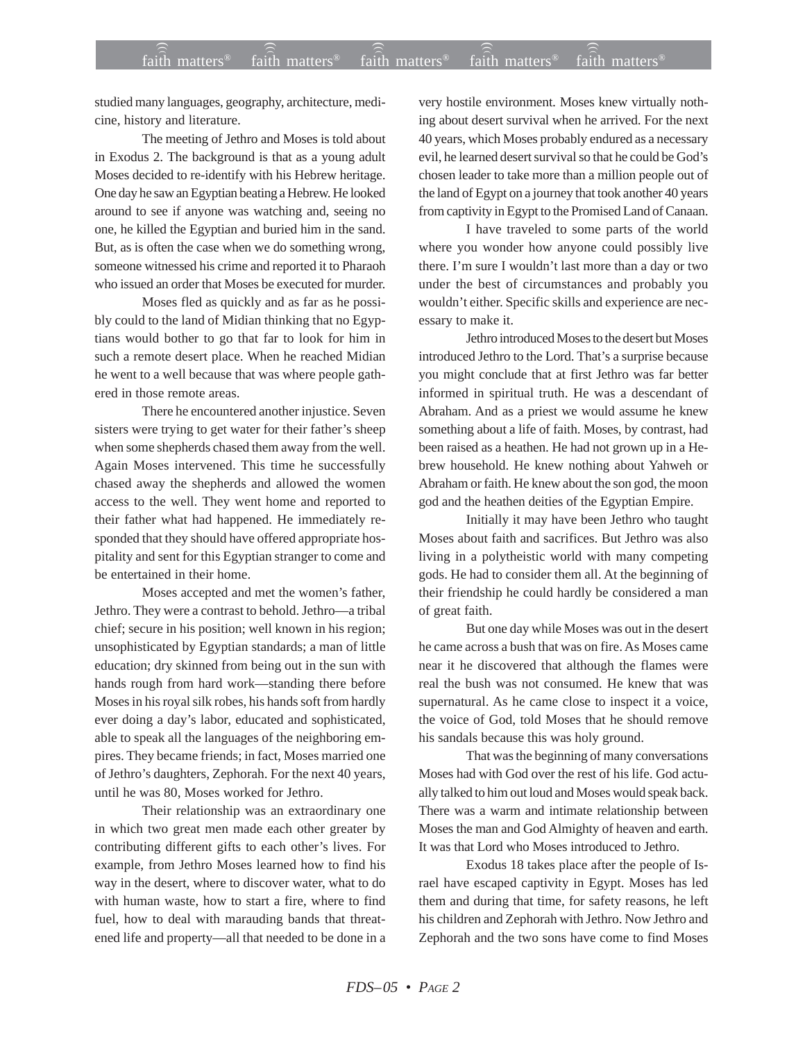studied many languages, geography, architecture, medicine, history and literature.

The meeting of Jethro and Moses is told about in Exodus 2. The background is that as a young adult Moses decided to re-identify with his Hebrew heritage. One day he saw an Egyptian beating a Hebrew. He looked around to see if anyone was watching and, seeing no one, he killed the Egyptian and buried him in the sand. But, as is often the case when we do something wrong, someone witnessed his crime and reported it to Pharaoh who issued an order that Moses be executed for murder.

Moses fled as quickly and as far as he possibly could to the land of Midian thinking that no Egyptians would bother to go that far to look for him in such a remote desert place. When he reached Midian he went to a well because that was where people gathered in those remote areas.

There he encountered another injustice. Seven sisters were trying to get water for their father's sheep when some shepherds chased them away from the well. Again Moses intervened. This time he successfully chased away the shepherds and allowed the women access to the well. They went home and reported to their father what had happened. He immediately responded that they should have offered appropriate hospitality and sent for this Egyptian stranger to come and be entertained in their home.

Moses accepted and met the women's father, Jethro. They were a contrast to behold. Jethro—a tribal chief; secure in his position; well known in his region; unsophisticated by Egyptian standards; a man of little education; dry skinned from being out in the sun with hands rough from hard work—standing there before Moses in his royal silk robes, his hands soft from hardly ever doing a day's labor, educated and sophisticated, able to speak all the languages of the neighboring empires. They became friends; in fact, Moses married one of Jethro's daughters, Zephorah. For the next 40 years, until he was 80, Moses worked for Jethro.

Their relationship was an extraordinary one in which two great men made each other greater by contributing different gifts to each other's lives. For example, from Jethro Moses learned how to find his way in the desert, where to discover water, what to do with human waste, how to start a fire, where to find fuel, how to deal with marauding bands that threatened life and property—all that needed to be done in a very hostile environment. Moses knew virtually nothing about desert survival when he arrived. For the next 40 years, which Moses probably endured as a necessary evil, he learned desert survival so that he could be God's chosen leader to take more than a million people out of the land of Egypt on a journey that took another 40 years from captivity in Egypt to the Promised Land of Canaan.

I have traveled to some parts of the world where you wonder how anyone could possibly live there. I'm sure I wouldn't last more than a day or two under the best of circumstances and probably you wouldn't either. Specific skills and experience are necessary to make it.

Jethro introduced Moses to the desert but Moses introduced Jethro to the Lord. That's a surprise because you might conclude that at first Jethro was far better informed in spiritual truth. He was a descendant of Abraham. And as a priest we would assume he knew something about a life of faith. Moses, by contrast, had been raised as a heathen. He had not grown up in a Hebrew household. He knew nothing about Yahweh or Abraham or faith. He knew about the son god, the moon god and the heathen deities of the Egyptian Empire.

Initially it may have been Jethro who taught Moses about faith and sacrifices. But Jethro was also living in a polytheistic world with many competing gods. He had to consider them all. At the beginning of their friendship he could hardly be considered a man of great faith.

But one day while Moses was out in the desert he came across a bush that was on fire. As Moses came near it he discovered that although the flames were real the bush was not consumed. He knew that was supernatural. As he came close to inspect it a voice, the voice of God, told Moses that he should remove his sandals because this was holy ground.

That was the beginning of many conversations Moses had with God over the rest of his life. God actually talked to him out loud and Moses would speak back. There was a warm and intimate relationship between Moses the man and God Almighty of heaven and earth. It was that Lord who Moses introduced to Jethro.

Exodus 18 takes place after the people of Israel have escaped captivity in Egypt. Moses has led them and during that time, for safety reasons, he left his children and Zephorah with Jethro. Now Jethro and Zephorah and the two sons have come to find Moses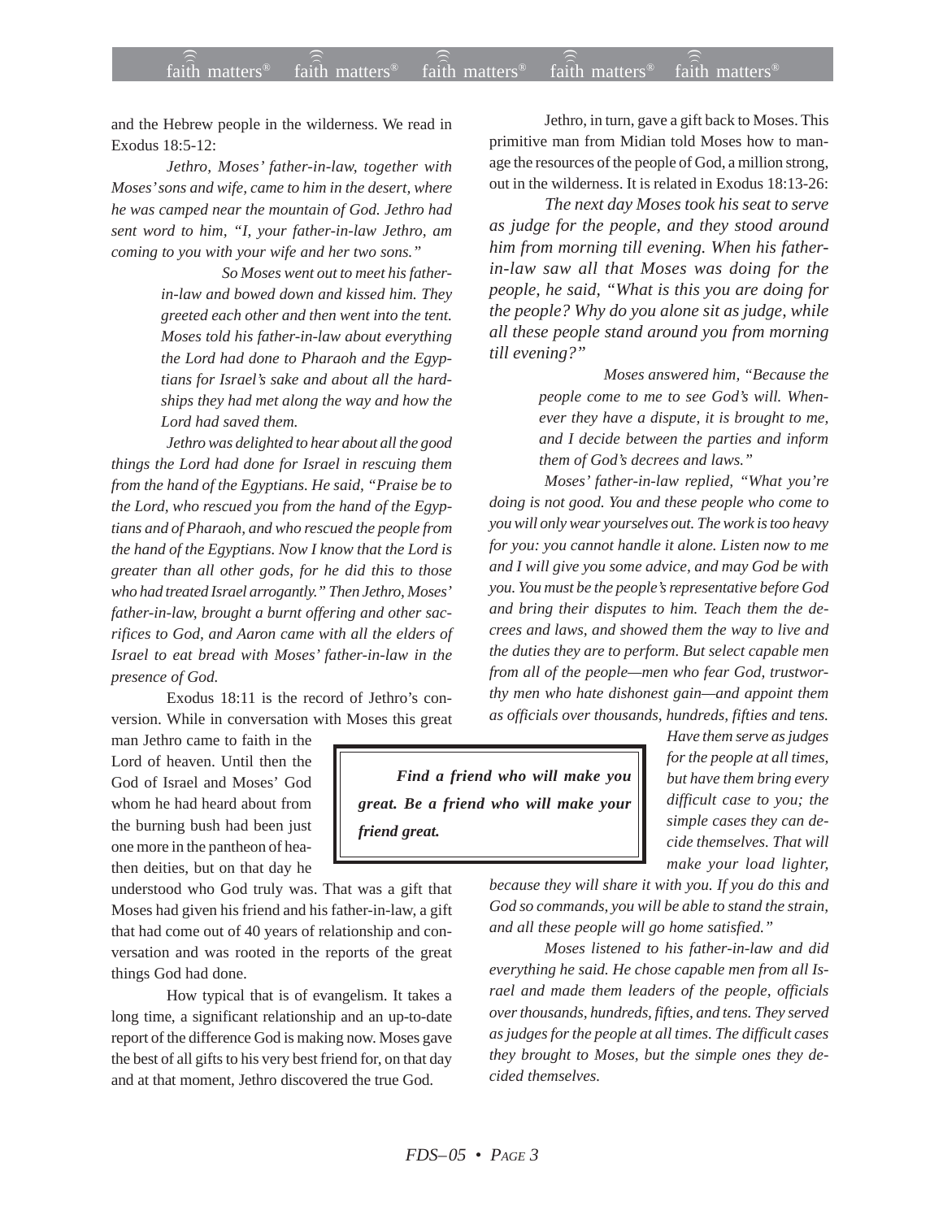and the Hebrew people in the wilderness. We read in Exodus 18:5-12:

> *Jethro, Moses' father-in-law, together with Moses' sons and wife, came to him in the desert, where he was camped near the mountain of God. Jethro had sent word to him, "I, your father-in-law Jethro, am coming to you with your wife and her two sons."*
>
> *So Moses went out to meet his father-in-law and bowed down and kissed him. They greeted each other and then went into the tent. Moses told his father-in-law about everything the Lord had done to Pharaoh and the Egyptians for Israel's sake and about all the hardships they had met along the way and how the Lord had saved them.*
>
> *Jethro was delighted to hear about all the good things the Lord had done for Israel in rescuing them from the hand of the Egyptians. He said, "Praise be to the Lord, who rescued you from the hand of the Egyptians and of Pharaoh, and who rescued the people from the hand of the Egyptians. Now I know that the Lord is greater than all other gods, for he did this to those who had treated Israel arrogantly." Then Jethro, Moses' father-in-law, brought a burnt offering and other sacrifices to God, and Aaron came with all the elders of Israel to eat bread with Moses' father-in-law in the presence of God.*

Exodus 18:11 is the record of Jethro's conversion. While in conversation with Moses this great man Jethro came to faith in the Lord of heaven. Until then the God of Israel and Moses' God whom he had heard about from the burning bush had been just one more in the pantheon of heathen deities, but on that day he understood who God truly was. That was a gift that Moses had given his friend and his father-in-law, a gift that had come out of 40 years of relationship and conversation and was rooted in the reports of the great things God had done.

How typical that is of evangelism. It takes a long time, a significant relationship and an up-to-date report of the difference God is making now. Moses gave the best of all gifts to his very best friend for, on that day and at that moment, Jethro discovered the true God.

> ***Find a friend who will make you great. Be a friend who will make your friend great.***

Jethro, in turn, gave a gift back to Moses. This primitive man from Midian told Moses how to manage the resources of the people of God, a million strong, out in the wilderness. It is related in Exodus 18:13-26:

> *The next day Moses took his seat to serve as judge for the people, and they stood around him from morning till evening. When his father-in-law saw all that Moses was doing for the people, he said, "What is this you are doing for the people? Why do you alone sit as judge, while all these people stand around you from morning till evening?"*
>
> *Moses answered him, "Because the people come to me to see God's will. Whenever they have a dispute, it is brought to me, and I decide between the parties and inform them of God's decrees and laws."*
>
> *Moses' father-in-law replied, "What you're doing is not good. You and these people who come to you will only wear yourselves out. The work is too heavy for you: you cannot handle it alone. Listen now to me and I will give you some advice, and may God be with you. You must be the people's representative before God and bring their disputes to him. Teach them the decrees and laws, and showed them the way to live and the duties they are to perform. But select capable men from all of the people—men who fear God, trustworthy men who hate dishonest gain—and appoint them as officials over thousands, hundreds, fifties and tens. Have them serve as judges for the people at all times, but have them bring every difficult case to you; the simple cases they can decide themselves. That will make your load lighter, because they will share it with you. If you do this and God so commands, you will be able to stand the strain, and all these people will go home satisfied."*
>
> *Moses listened to his father-in-law and did everything he said. He chose capable men from all Israel and made them leaders of the people, officials over thousands, hundreds, fifties, and tens. They served as judges for the people at all times. The difficult cases they brought to Moses, but the simple ones they decided themselves.*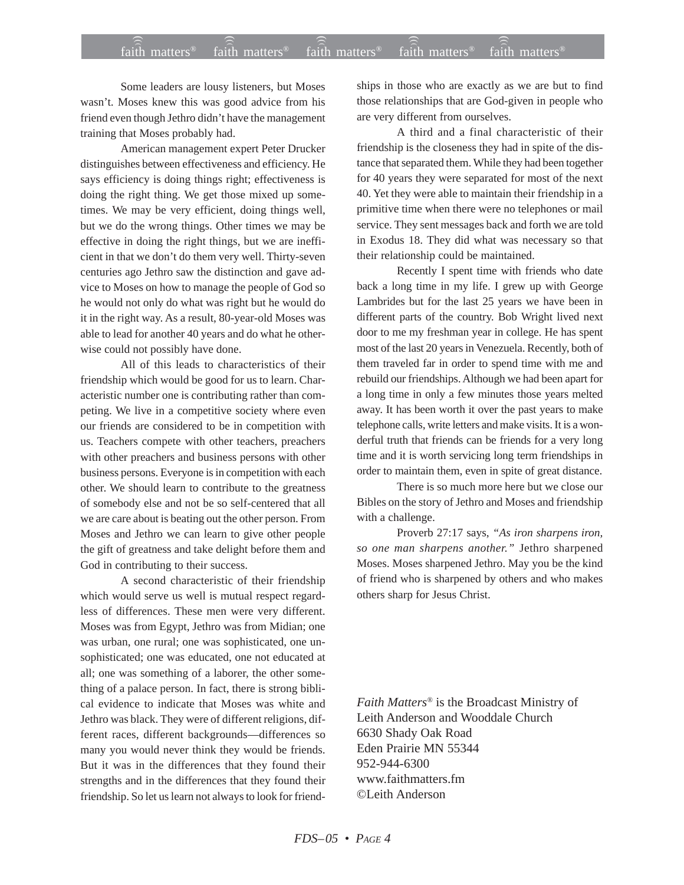Some leaders are lousy listeners, but Moses wasn't. Moses knew this was good advice from his friend even though Jethro didn't have the management training that Moses probably had.

American management expert Peter Drucker distinguishes between effectiveness and efficiency. He says efficiency is doing things right; effectiveness is doing the right thing. We get those mixed up sometimes. We may be very efficient, doing things well, but we do the wrong things. Other times we may be effective in doing the right things, but we are inefficient in that we don't do them very well. Thirty-seven centuries ago Jethro saw the distinction and gave advice to Moses on how to manage the people of God so he would not only do what was right but he would do it in the right way. As a result, 80-year-old Moses was able to lead for another 40 years and do what he otherwise could not possibly have done.

All of this leads to characteristics of their friendship which would be good for us to learn. Characteristic number one is contributing rather than competing. We live in a competitive society where even our friends are considered to be in competition with us. Teachers compete with other teachers, preachers with other preachers and business persons with other business persons. Everyone is in competition with each other. We should learn to contribute to the greatness of somebody else and not be so self-centered that all we are care about is beating out the other person. From Moses and Jethro we can learn to give other people the gift of greatness and take delight before them and God in contributing to their success.

A second characteristic of their friendship which would serve us well is mutual respect regardless of differences. These men were very different. Moses was from Egypt, Jethro was from Midian; one was urban, one rural; one was sophisticated, one unsophisticated; one was educated, one not educated at all; one was something of a laborer, the other something of a palace person. In fact, there is strong biblical evidence to indicate that Moses was white and Jethro was black. They were of different religions, different races, different backgrounds—differences so many you would never think they would be friends. But it was in the differences that they found their strengths and in the differences that they found their friendship. So let us learn not always to look for friendships in those who are exactly as we are but to find those relationships that are God-given in people who are very different from ourselves.

A third and a final characteristic of their friendship is the closeness they had in spite of the distance that separated them. While they had been together for 40 years they were separated for most of the next 40. Yet they were able to maintain their friendship in a primitive time when there were no telephones or mail service. They sent messages back and forth we are told in Exodus 18. They did what was necessary so that their relationship could be maintained.

Recently I spent time with friends who date back a long time in my life. I grew up with George Lambrides but for the last 25 years we have been in different parts of the country. Bob Wright lived next door to me my freshman year in college. He has spent most of the last 20 years in Venezuela. Recently, both of them traveled far in order to spend time with me and rebuild our friendships. Although we had been apart for a long time in only a few minutes those years melted away. It has been worth it over the past years to make telephone calls, write letters and make visits. It is a wonderful truth that friends can be friends for a very long time and it is worth servicing long term friendships in order to maintain them, even in spite of great distance.

There is so much more here but we close our Bibles on the story of Jethro and Moses and friendship with a challenge.

Proverb 27:17 says, *"As iron sharpens iron, so one man sharpens another."* Jethro sharpened Moses. Moses sharpened Jethro. May you be the kind of friend who is sharpened by others and who makes others sharp for Jesus Christ.

*Faith Matters*® is the Broadcast Ministry of
Leith Anderson and Wooddale Church
6630 Shady Oak Road
Eden Prairie MN 55344
952-944-6300
www.faithmatters.fm
©Leith Anderson